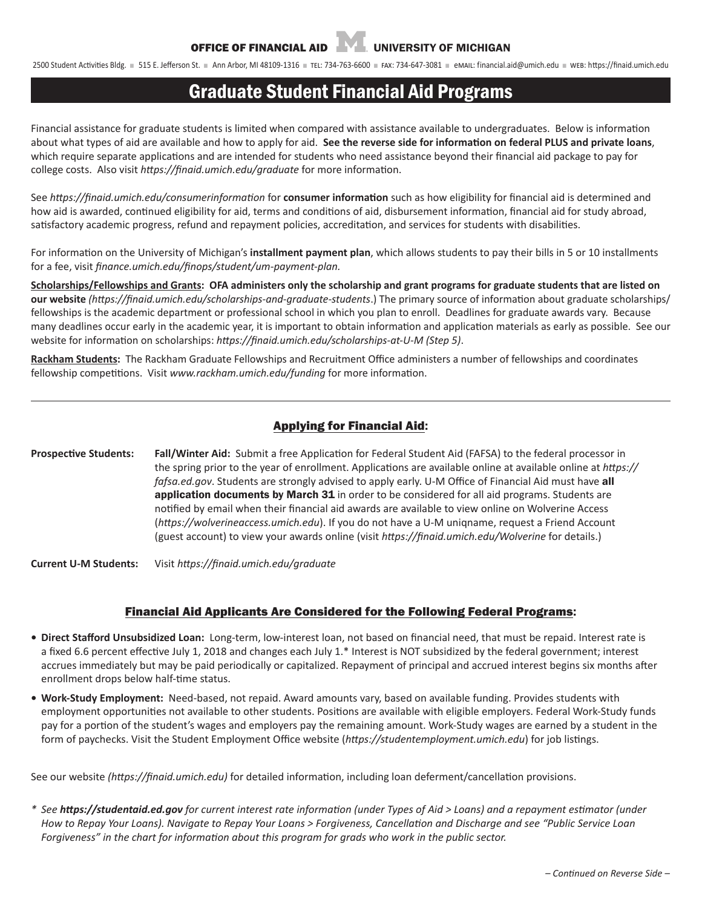**OFFICE OF FINANCIAL AID** | **UNIVERSITY OF MICHIGAN**

2500 Student Activities Bldg. ■ 515 E. Jefferson St. ■ Ann Arbor, MI 48109-1316 ■ TEL: 734-763-6600 ■ FAX: 734-647-3081 ■ EMAIL: financial.aid@umich.edu ■ WEB: https://finaid.umich.edu

# Graduate Student Financial Aid Programs

Financial assistance for graduate students is limited when compared with assistance available to undergraduates. Below is information about what types of aid are available and how to apply for aid. **See the reverse side for information on federal PLUS and private loans**, which require separate applications and are intended for students who need assistance beyond their financial aid package to pay for college costs. Also visit *https://finaid.umich.edu/graduate* for more information.

See *https://finaid.umich.edu/consumerinformation* for **consumer information** such as how eligibility for financial aid is determined and how aid is awarded, continued eligibility for aid, terms and conditions of aid, disbursement information, financial aid for study abroad, satisfactory academic progress, refund and repayment policies, accreditation, and services for students with disabilities.

For information on the University of Michigan's **installment payment plan**, which allows students to pay their bills in 5 or 10 installments for a fee, visit *finance.umich.edu/finops/student/um-payment-plan.*

**Scholarships/Fellowships and Grants: OFA administers only the scholarship and grant programs for graduate students that are listed on our website** *(https://finaid.umich.edu/scholarships-and-graduate-students*.) The primary source of information about graduate scholarships/fellowships is the academic department or professional school in which you plan to enroll. Deadlines for graduate awards vary. Because many deadlines occur early in the academic year, it is important to obtain information and application materials as early as possible. See our website for information on scholarships: *https://finaid.umich.edu/scholarships-at-U-M (Step 5)*.

**Rackham Students:** The Rackham Graduate Fellowships and Recruitment Office administers a number of fellowships and coordinates fellowship competitions. Visit *www.rackham.umich.edu/funding* for more information.

---

## Applying for Financial Aid:

**Prospective Students:** **Fall/Winter Aid:** Submit a free Application for Federal Student Aid (FAFSA) to the federal processor in the spring prior to the year of enrollment. Applications are available online at available online at *https://fafsa.ed.gov*. Students are strongly advised to apply early. U-M Office of Financial Aid must have **all application documents by March 31** in order to be considered for all aid programs. Students are notified by email when their financial aid awards are available to view online on Wolverine Access (*https://wolverineaccess.umich.edu*). If you do not have a U-M uniqname, request a Friend Account (guest account) to view your awards online (visit *https://finaid.umich.edu/Wolverine* for details.)

**Current U-M Students:** Visit *https://finaid.umich.edu/graduate*

## Financial Aid Applicants Are Considered for the Following Federal Programs:

- **Direct Stafford Unsubsidized Loan:** Long-term, low-interest loan, not based on financial need, that must be repaid. Interest rate is a fixed 6.6 percent effective July 1, 2018 and changes each July 1.* Interest is NOT subsidized by the federal government; interest accrues immediately but may be paid periodically or capitalized. Repayment of principal and accrued interest begins six months after enrollment drops below half-time status.
- **Work-Study Employment:** Need-based, not repaid. Award amounts vary, based on available funding. Provides students with employment opportunities not available to other students. Positions are available with eligible employers. Federal Work-Study funds pay for a portion of the student's wages and employers pay the remaining amount. Work-Study wages are earned by a student in the form of paychecks. Visit the Student Employment Office website (*https://studentemployment.umich.edu*) for job listings.

See our website *(https://finaid.umich.edu)* for detailed information, including loan deferment/cancellation provisions.

\* *See **https://studentaid.ed.gov** for current interest rate information (under Types of Aid > Loans) and a repayment estimator (under How to Repay Your Loans). Navigate to Repay Your Loans > Forgiveness, Cancellation and Discharge and see "Public Service Loan Forgiveness" in the chart for information about this program for grads who work in the public sector.*

*– Continued on Reverse Side –*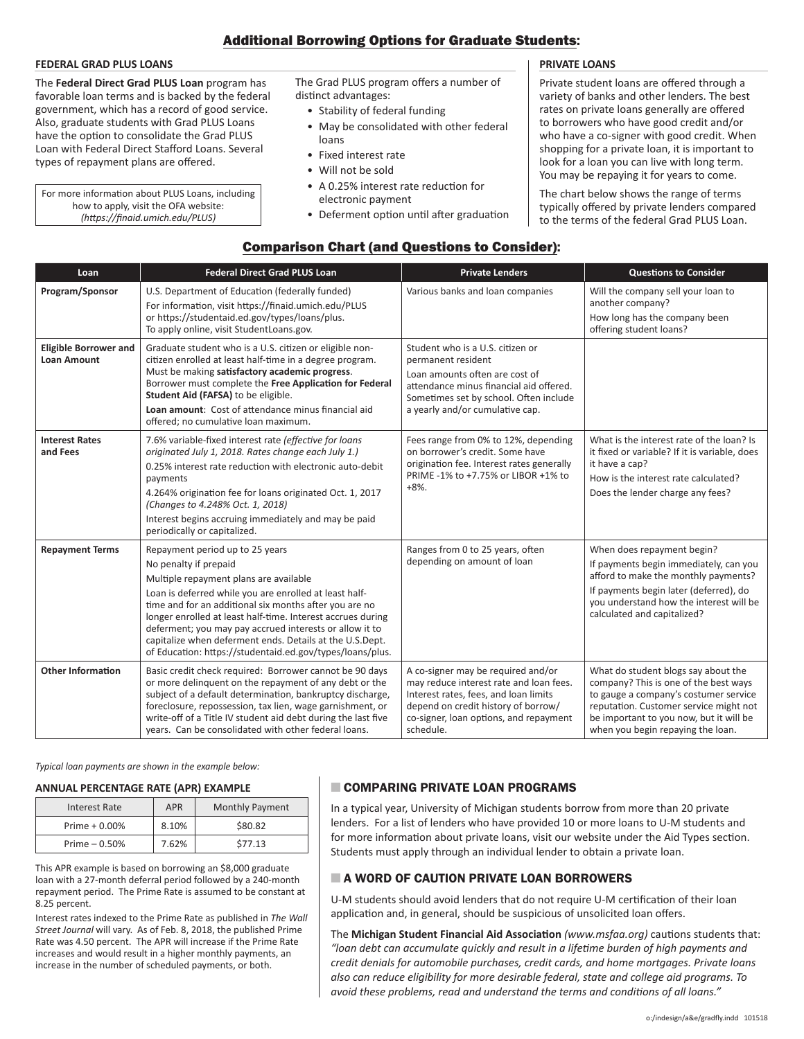## Additional Borrowing Options for Graduate Students:

### FEDERAL GRAD PLUS LOANS

The **Federal Direct Grad PLUS Loan** program has favorable loan terms and is backed by the federal government, which has a record of good service. Also, graduate students with Grad PLUS Loans have the option to consolidate the Grad PLUS Loan with Federal Direct Stafford Loans. Several types of repayment plans are offered.

For more information about PLUS Loans, including how to apply, visit the OFA website: *(https://finaid.umich.edu/PLUS)*

The Grad PLUS program offers a number of distinct advantages:

- Stability of federal funding
- May be consolidated with other federal loans
- Fixed interest rate
- Will not be sold
- A 0.25% interest rate reduction for electronic payment
- Deferment option until after graduation

### PRIVATE LOANS

Private student loans are offered through a variety of banks and other lenders. The best rates on private loans generally are offered to borrowers who have good credit and/or who have a co-signer with good credit. When shopping for a private loan, it is important to look for a loan you can live with long term. You may be repaying it for years to come.

The chart below shows the range of terms typically offered by private lenders compared to the terms of the federal Grad PLUS Loan.

## Comparison Chart (and Questions to Consider):

| Loan | Federal Direct Grad PLUS Loan | Private Lenders | Questions to Consider |
|---|---|---|---|
| **Program/Sponsor** | U.S. Department of Education (federally funded)<br>For information, visit https://finaid.umich.edu/PLUS or https://studentaid.ed.gov/types/loans/plus.<br>To apply online, visit StudentLoans.gov. | Various banks and loan companies | Will the company sell your loan to another company?<br>How long has the company been offering student loans? |
| **Eligible Borrower and Loan Amount** | Graduate student who is a U.S. citizen or eligible non-citizen enrolled at least half-time in a degree program. Must be making **satisfactory academic progress**. Borrower must complete the **Free Application for Federal Student Aid (FAFSA)** to be eligible.<br>**Loan amount**: Cost of attendance minus financial aid offered; no cumulative loan maximum. | Student who is a U.S. citizen or permanent resident<br>Loan amounts often are cost of attendance minus financial aid offered. Sometimes set by school. Often include a yearly and/or cumulative cap. | |
| **Interest Rates and Fees** | 7.6% variable-fixed interest rate *(effective for loans originated July 1, 2018. Rates change each July 1.)*<br>0.25% interest rate reduction with electronic auto-debit payments<br>4.264% origination fee for loans originated Oct. 1, 2017 *(Changes to 4.248% Oct. 1, 2018)*<br>Interest begins accruing immediately and may be paid periodically or capitalized. | Fees range from 0% to 12%, depending on borrower's credit. Some have origination fee. Interest rates generally PRIME -1% to +7.75% or LIBOR +1% to +8%. | What is the interest rate of the loan? Is it fixed or variable? If it is variable, does it have a cap?<br>How is the interest rate calculated?<br>Does the lender charge any fees? |
| **Repayment Terms** | Repayment period up to 25 years<br>No penalty if prepaid<br>Multiple repayment plans are available<br>Loan is deferred while you are enrolled at least half-time and for an additional six months after you are no longer enrolled at least half-time. Interest accrues during deferment; you may pay accrued interests or allow it to capitalize when deferment ends. Details at the U.S.Dept. of Education: https://studentaid.ed.gov/types/loans/plus. | Ranges from 0 to 25 years, often depending on amount of loan | When does repayment begin?<br>If payments begin immediately, can you afford to make the monthly payments?<br>If payments begin later (deferred), do you understand how the interest will be calculated and capitalized? |
| **Other Information** | Basic credit check required: Borrower cannot be 90 days or more delinquent on the repayment of any debt or the subject of a default determination, bankruptcy discharge, foreclosure, repossession, tax lien, wage garnishment, or write-off of a Title IV student aid debt during the last five years. Can be consolidated with other federal loans. | A co-signer may be required and/or may reduce interest rate and loan fees. Interest rates, fees, and loan limits depend on credit history of borrow/co-signer, loan options, and repayment schedule. | What do student blogs say about the company? This is one of the best ways to gauge a company's costumer service reputation. Customer service might not be important to you now, but it will be when you begin repaying the loan. |

*Typical loan payments are shown in the example below:*

### ANNUAL PERCENTAGE RATE (APR) EXAMPLE

| Interest Rate | APR | Monthly Payment |
|---|---|---|
| Prime + 0.00% | 8.10% | $80.82 |
| Prime – 0.50% | 7.62% | $77.13 |

This APR example is based on borrowing an $8,000 graduate loan with a 27-month deferral period followed by a 240-month repayment period. The Prime Rate is assumed to be constant at 8.25 percent.

Interest rates indexed to the Prime Rate as published in *The Wall Street Journal* will vary. As of Feb. 8, 2018, the published Prime Rate was 4.50 percent. The APR will increase if the Prime Rate increases and would result in a higher monthly payments, an increase in the number of scheduled payments, or both.

### COMPARING PRIVATE LOAN PROGRAMS

In a typical year, University of Michigan students borrow from more than 20 private lenders. For a list of lenders who have provided 10 or more loans to U-M students and for more information about private loans, visit our website under the Aid Types section. Students must apply through an individual lender to obtain a private loan.

### A WORD OF CAUTION PRIVATE LOAN BORROWERS

U-M students should avoid lenders that do not require U-M certification of their loan application and, in general, should be suspicious of unsolicited loan offers.

The **Michigan Student Financial Aid Association** *(www.msfaa.org)* cautions students that: *"loan debt can accumulate quickly and result in a lifetime burden of high payments and credit denials for automobile purchases, credit cards, and home mortgages. Private loans also can reduce eligibility for more desirable federal, state and college aid programs. To avoid these problems, read and understand the terms and conditions of all loans."*

o:/indesign/a&e/gradfly.indd 101518